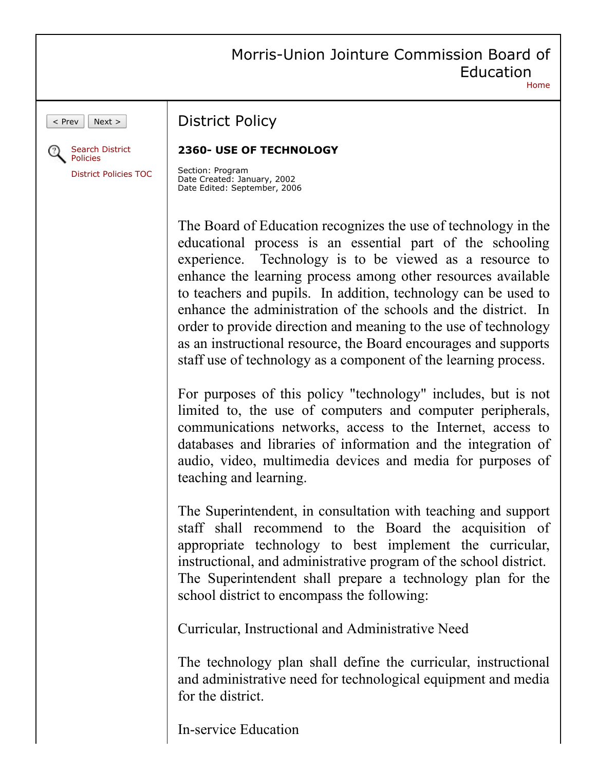# Morris-Union Jointure Commission Board of Education

Home

< Prev Next >

Search District Policies

District Policies TOC

## District Policy

**2360- USE OF TECHNOLOGY**

Section: Program
Date Created: January, 2002
Date Edited: September, 2006

The Board of Education recognizes the use of technology in the educational process is an essential part of the schooling experience. Technology is to be viewed as a resource to enhance the learning process among other resources available to teachers and pupils. In addition, technology can be used to enhance the administration of the schools and the district. In order to provide direction and meaning to the use of technology as an instructional resource, the Board encourages and supports staff use of technology as a component of the learning process.

For purposes of this policy "technology" includes, but is not limited to, the use of computers and computer peripherals, communications networks, access to the Internet, access to databases and libraries of information and the integration of audio, video, multimedia devices and media for purposes of teaching and learning.

The Superintendent, in consultation with teaching and support staff shall recommend to the Board the acquisition of appropriate technology to best implement the curricular, instructional, and administrative program of the school district. The Superintendent shall prepare a technology plan for the school district to encompass the following:

Curricular, Instructional and Administrative Need

The technology plan shall define the curricular, instructional and administrative need for technological equipment and media for the district.

In-service Education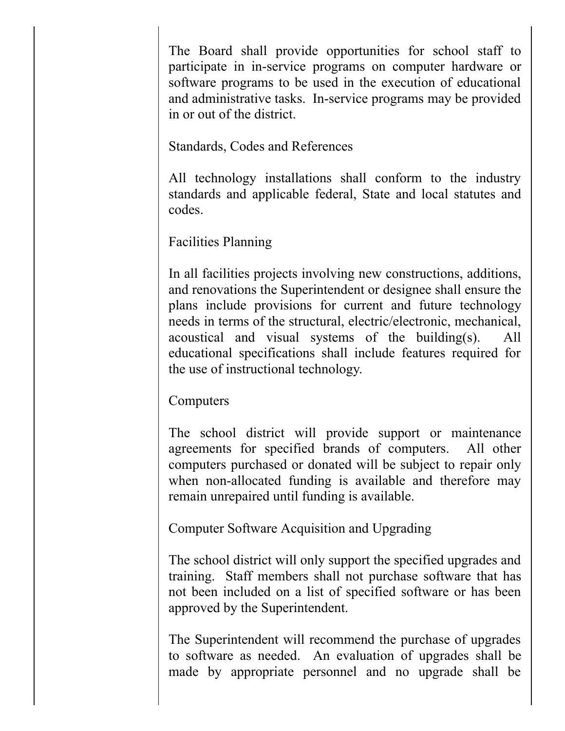The Board shall provide opportunities for school staff to participate in in-service programs on computer hardware or software programs to be used in the execution of educational and administrative tasks. In-service programs may be provided in or out of the district.

Standards, Codes and References

All technology installations shall conform to the industry standards and applicable federal, State and local statutes and codes.

Facilities Planning

In all facilities projects involving new constructions, additions, and renovations the Superintendent or designee shall ensure the plans include provisions for current and future technology needs in terms of the structural, electric/electronic, mechanical, acoustical and visual systems of the building(s). All educational specifications shall include features required for the use of instructional technology.

Computers

The school district will provide support or maintenance agreements for specified brands of computers. All other computers purchased or donated will be subject to repair only when non-allocated funding is available and therefore may remain unrepaired until funding is available.

Computer Software Acquisition and Upgrading

The school district will only support the specified upgrades and training. Staff members shall not purchase software that has not been included on a list of specified software or has been approved by the Superintendent.

The Superintendent will recommend the purchase of upgrades to software as needed. An evaluation of upgrades shall be made by appropriate personnel and no upgrade shall be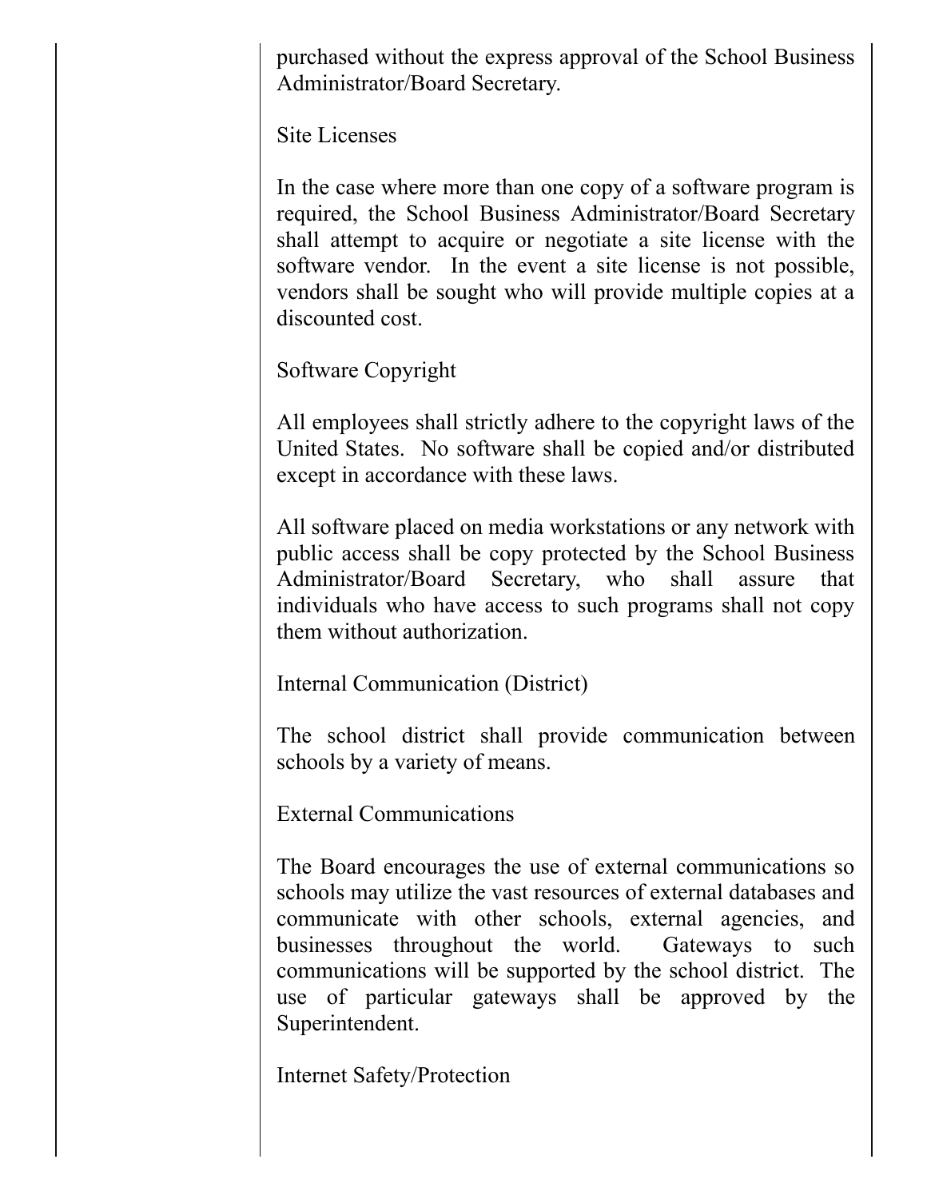purchased without the express approval of the School Business Administrator/Board Secretary.

Site Licenses

In the case where more than one copy of a software program is required, the School Business Administrator/Board Secretary shall attempt to acquire or negotiate a site license with the software vendor. In the event a site license is not possible, vendors shall be sought who will provide multiple copies at a discounted cost.

Software Copyright

All employees shall strictly adhere to the copyright laws of the United States. No software shall be copied and/or distributed except in accordance with these laws.

All software placed on media workstations or any network with public access shall be copy protected by the School Business Administrator/Board Secretary, who shall assure that individuals who have access to such programs shall not copy them without authorization.

Internal Communication (District)

The school district shall provide communication between schools by a variety of means.

External Communications

The Board encourages the use of external communications so schools may utilize the vast resources of external databases and communicate with other schools, external agencies, and businesses throughout the world. Gateways to such communications will be supported by the school district. The use of particular gateways shall be approved by the Superintendent.

Internet Safety/Protection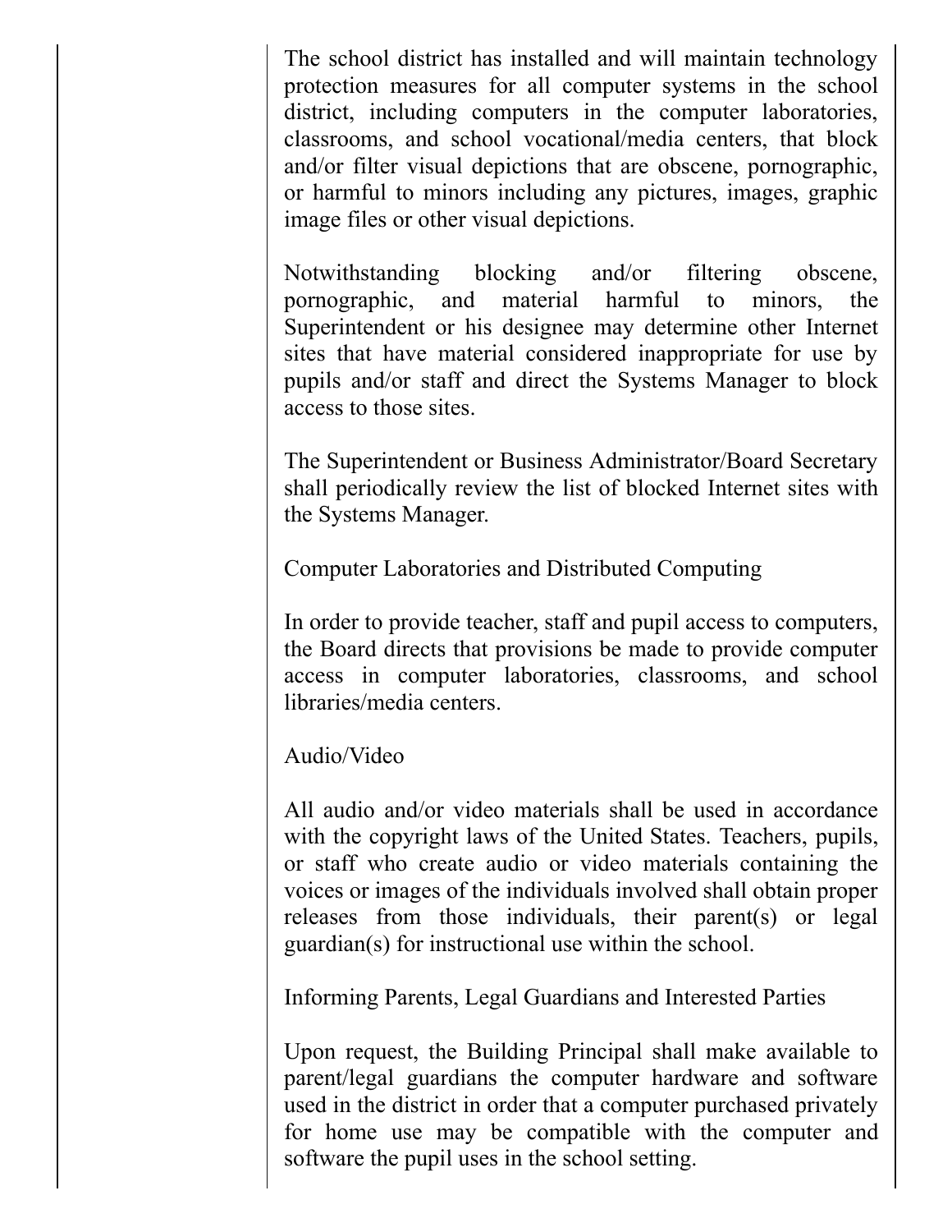The school district has installed and will maintain technology protection measures for all computer systems in the school district, including computers in the computer laboratories, classrooms, and school vocational/media centers, that block and/or filter visual depictions that are obscene, pornographic, or harmful to minors including any pictures, images, graphic image files or other visual depictions.

Notwithstanding blocking and/or filtering obscene, pornographic, and material harmful to minors, the Superintendent or his designee may determine other Internet sites that have material considered inappropriate for use by pupils and/or staff and direct the Systems Manager to block access to those sites.

The Superintendent or Business Administrator/Board Secretary shall periodically review the list of blocked Internet sites with the Systems Manager.

Computer Laboratories and Distributed Computing

In order to provide teacher, staff and pupil access to computers, the Board directs that provisions be made to provide computer access in computer laboratories, classrooms, and school libraries/media centers.

Audio/Video

All audio and/or video materials shall be used in accordance with the copyright laws of the United States. Teachers, pupils, or staff who create audio or video materials containing the voices or images of the individuals involved shall obtain proper releases from those individuals, their parent(s) or legal guardian(s) for instructional use within the school.

Informing Parents, Legal Guardians and Interested Parties

Upon request, the Building Principal shall make available to parent/legal guardians the computer hardware and software used in the district in order that a computer purchased privately for home use may be compatible with the computer and software the pupil uses in the school setting.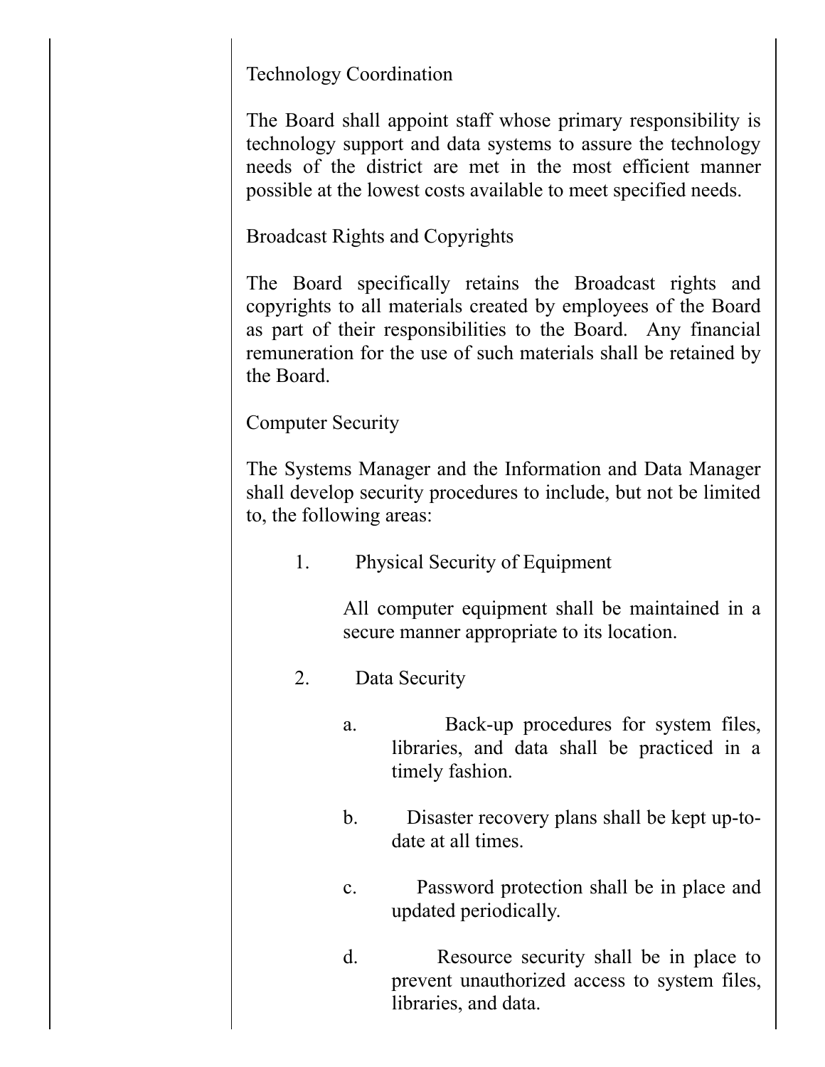## Technology Coordination

The Board shall appoint staff whose primary responsibility is technology support and data systems to assure the technology needs of the district are met in the most efficient manner possible at the lowest costs available to meet specified needs.

## Broadcast Rights and Copyrights

The Board specifically retains the Broadcast rights and copyrights to all materials created by employees of the Board as part of their responsibilities to the Board. Any financial remuneration for the use of such materials shall be retained by the Board.

## Computer Security

The Systems Manager and the Information and Data Manager shall develop security procedures to include, but not be limited to, the following areas:

1. Physical Security of Equipment

   All computer equipment shall be maintained in a secure manner appropriate to its location.

2. Data Security

   a. Back-up procedures for system files, libraries, and data shall be practiced in a timely fashion.

   b. Disaster recovery plans shall be kept up-to-date at all times.

   c. Password protection shall be in place and updated periodically.

   d. Resource security shall be in place to prevent unauthorized access to system files, libraries, and data.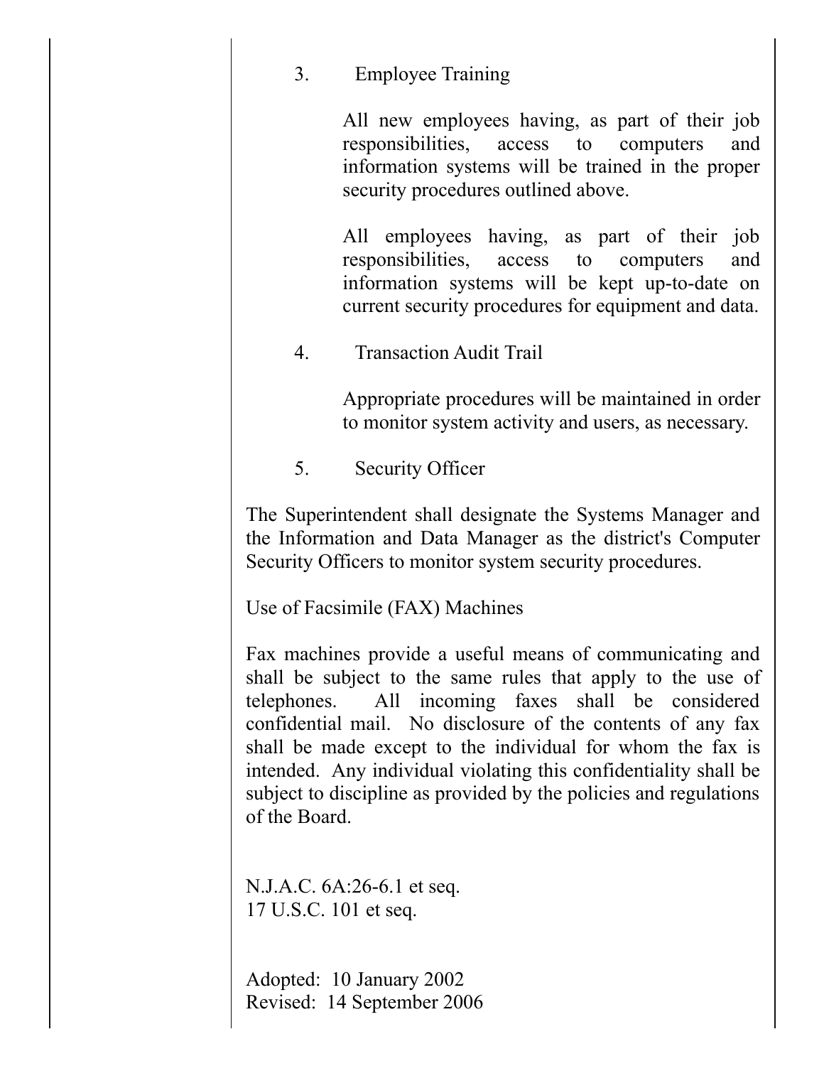3. Employee Training

   All new employees having, as part of their job responsibilities, access to computers and information systems will be trained in the proper security procedures outlined above.

   All employees having, as part of their job responsibilities, access to computers and information systems will be kept up-to-date on current security procedures for equipment and data.

4. Transaction Audit Trail

   Appropriate procedures will be maintained in order to monitor system activity and users, as necessary.

5. Security Officer

The Superintendent shall designate the Systems Manager and the Information and Data Manager as the district's Computer Security Officers to monitor system security procedures.

Use of Facsimile (FAX) Machines

Fax machines provide a useful means of communicating and shall be subject to the same rules that apply to the use of telephones. All incoming faxes shall be considered confidential mail. No disclosure of the contents of any fax shall be made except to the individual for whom the fax is intended. Any individual violating this confidentiality shall be subject to discipline as provided by the policies and regulations of the Board.

N.J.A.C. 6A:26-6.1 et seq.
17 U.S.C. 101 et seq.

Adopted: 10 January 2002
Revised: 14 September 2006